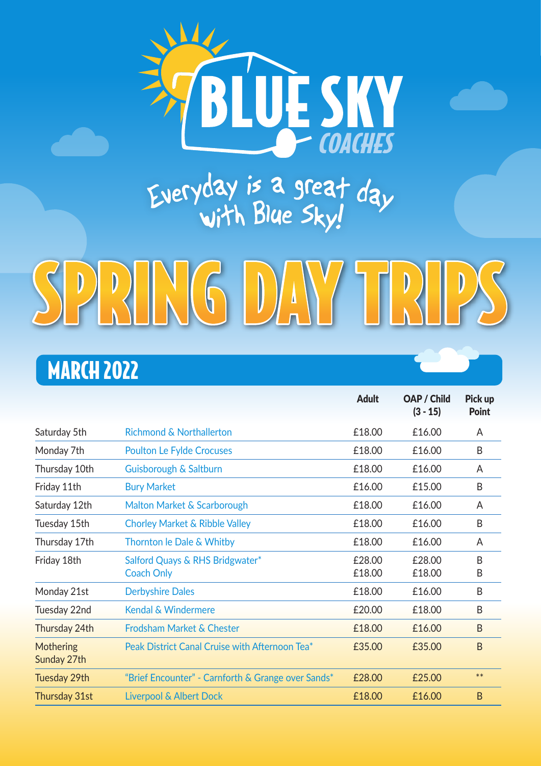# BLUE SKY COACHES

Everyday is a great day with Blue Sky!

# SPRING DAY TRIPS

## MARCH 2022

| | | Adult | OAP / Child (3 - 15) | Pick up Point |
|---|---|---|---|---|
| Saturday 5th | Richmond & Northallerton | £18.00 | £16.00 | A |
| Monday 7th | Poulton Le Fylde Crocuses | £18.00 | £16.00 | B |
| Thursday 10th | Guisborough & Saltburn | £18.00 | £16.00 | A |
| Friday 11th | Bury Market | £16.00 | £15.00 | B |
| Saturday 12th | Malton Market & Scarborough | £18.00 | £16.00 | A |
| Tuesday 15th | Chorley Market & Ribble Valley | £18.00 | £16.00 | B |
| Thursday 17th | Thornton le Dale & Whitby | £18.00 | £16.00 | A |
| Friday 18th | Salford Quays & RHS Bridgwater*<br>Coach Only | £28.00<br>£18.00 | £28.00<br>£18.00 | B<br>B |
| Monday 21st | Derbyshire Dales | £18.00 | £16.00 | B |
| Tuesday 22nd | Kendal & Windermere | £20.00 | £18.00 | B |
| Thursday 24th | Frodsham Market & Chester | £18.00 | £16.00 | B |
| Mothering Sunday 27th | Peak District Canal Cruise with Afternoon Tea* | £35.00 | £35.00 | B |
| Tuesday 29th | "Brief Encounter" - Carnforth & Grange over Sands* | £28.00 | £25.00 | ** |
| Thursday 31st | Liverpool & Albert Dock | £18.00 | £16.00 | B |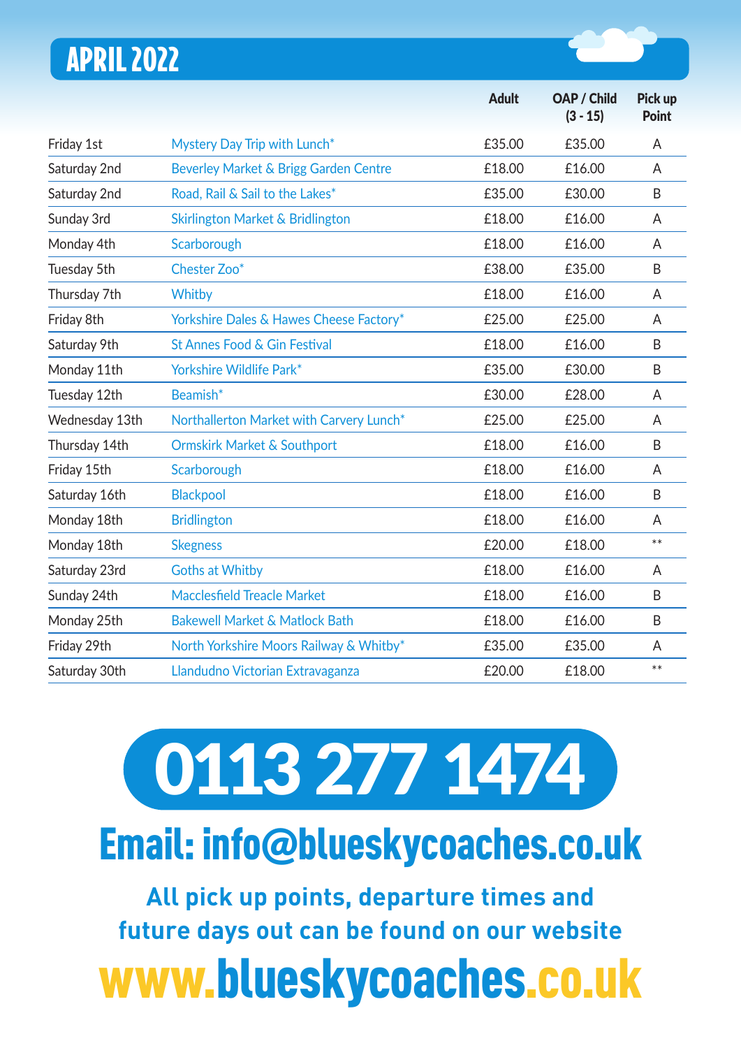# APRIL 2022

| | | Adult | OAP / Child (3 - 15) | Pick up Point |
|---|---|---|---|---|
| Friday 1st | Mystery Day Trip with Lunch* | £35.00 | £35.00 | A |
| Saturday 2nd | Beverley Market & Brigg Garden Centre | £18.00 | £16.00 | A |
| Saturday 2nd | Road, Rail & Sail to the Lakes* | £35.00 | £30.00 | B |
| Sunday 3rd | Skirlington Market & Bridlington | £18.00 | £16.00 | A |
| Monday 4th | Scarborough | £18.00 | £16.00 | A |
| Tuesday 5th | Chester Zoo* | £38.00 | £35.00 | B |
| Thursday 7th | Whitby | £18.00 | £16.00 | A |
| Friday 8th | Yorkshire Dales & Hawes Cheese Factory* | £25.00 | £25.00 | A |
| Saturday 9th | St Annes Food & Gin Festival | £18.00 | £16.00 | B |
| Monday 11th | Yorkshire Wildlife Park* | £35.00 | £30.00 | B |
| Tuesday 12th | Beamish* | £30.00 | £28.00 | A |
| Wednesday 13th | Northallerton Market with Carvery Lunch* | £25.00 | £25.00 | A |
| Thursday 14th | Ormskirk Market & Southport | £18.00 | £16.00 | B |
| Friday 15th | Scarborough | £18.00 | £16.00 | A |
| Saturday 16th | Blackpool | £18.00 | £16.00 | B |
| Monday 18th | Bridlington | £18.00 | £16.00 | A |
| Monday 18th | Skegness | £20.00 | £18.00 | ** |
| Saturday 23rd | Goths at Whitby | £18.00 | £16.00 | A |
| Sunday 24th | Macclesfield Treacle Market | £18.00 | £16.00 | B |
| Monday 25th | Bakewell Market & Matlock Bath | £18.00 | £16.00 | B |
| Friday 29th | North Yorkshire Moors Railway & Whitby* | £35.00 | £35.00 | A |
| Saturday 30th | Llandudno Victorian Extravaganza | £20.00 | £18.00 | ** |

# 0113 277 1474

## Email: info@blueskycoaches.co.uk

**All pick up points, departure times and future days out can be found on our website**

# www.blueskycoaches.co.uk